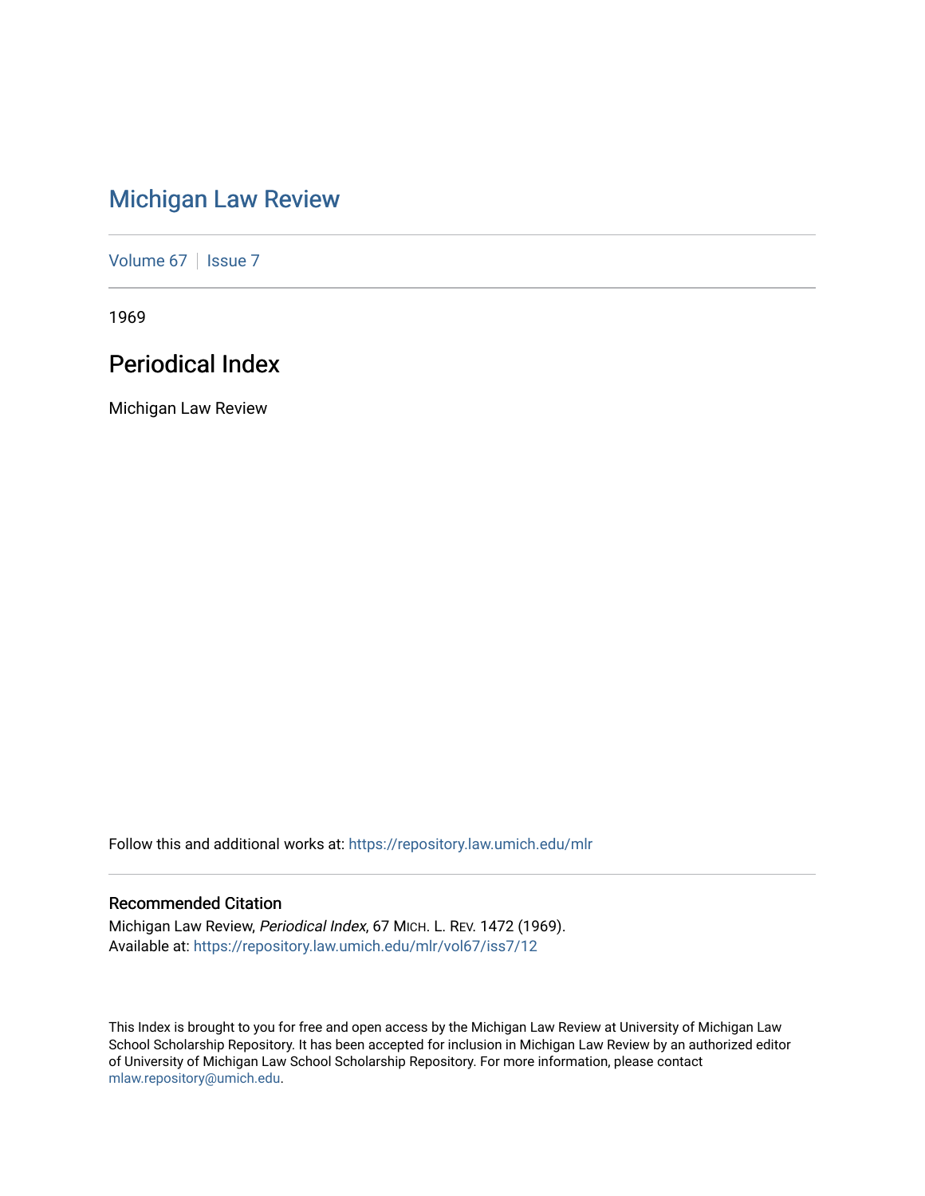# Michigan Law Review

Volume 67 | Issue 7

1969

## Periodical Index

Michigan Law Review

Follow this and additional works at: https://repository.law.umich.edu/mlr

### Recommended Citation

Michigan Law Review, *Periodical Index*, 67 MICH. L. REV. 1472 (1969).
Available at: https://repository.law.umich.edu/mlr/vol67/iss7/12

This Index is brought to you for free and open access by the Michigan Law Review at University of Michigan Law School Scholarship Repository. It has been accepted for inclusion in Michigan Law Review by an authorized editor of University of Michigan Law School Scholarship Repository. For more information, please contact mlaw.repository@umich.edu.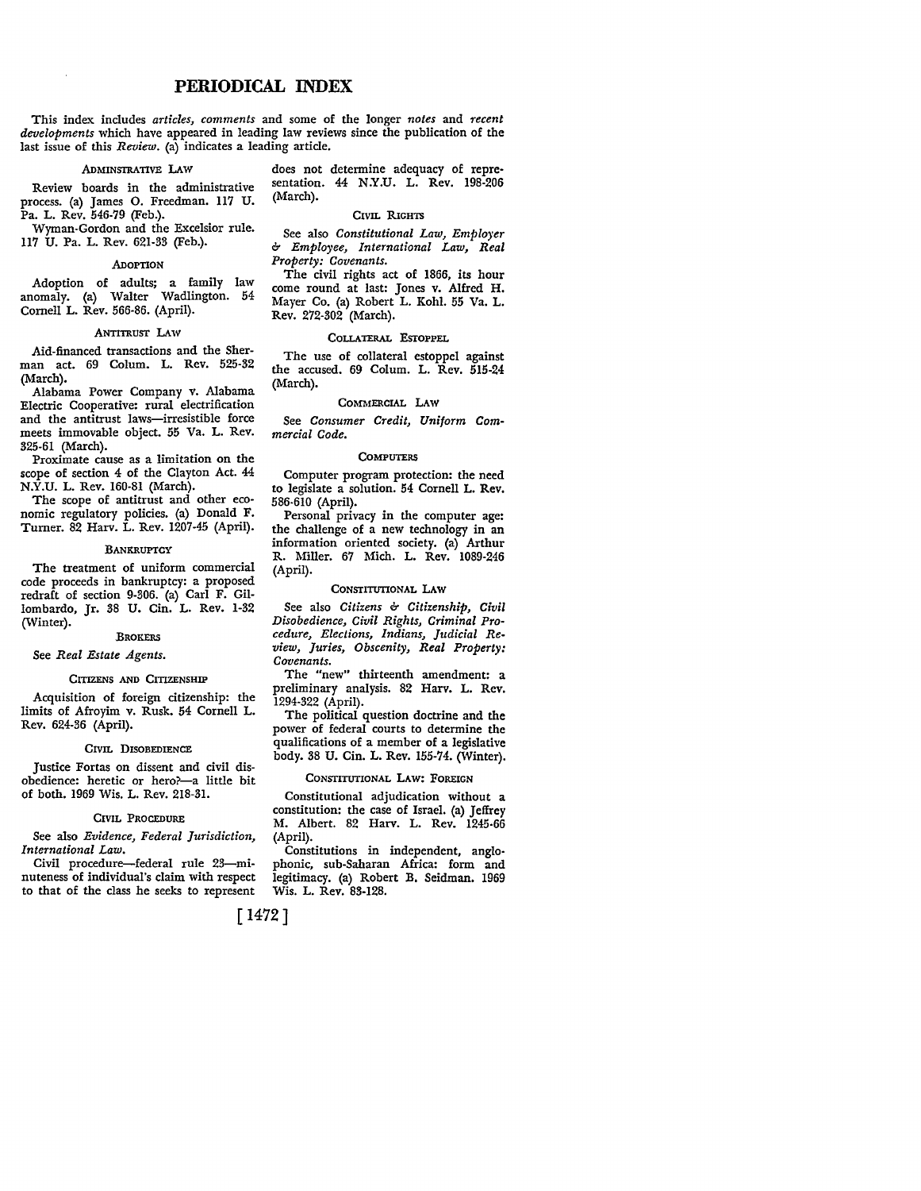# PERIODICAL INDEX

This index includes *articles, comments* and some of the longer *notes* and *recent developments* which have appeared in leading law reviews since the publication of the last issue of this *Review*. (a) indicates a leading article.

### ADMINISTRATIVE LAW

Review boards in the administrative process. (a) James O. Freedman. 117 U. Pa. L. Rev. 546-79 (Feb.).

Wyman-Gordon and the Excelsior rule. 117 U. Pa. L. Rev. 621-33 (Feb.).

### ADOPTION

Adoption of adults; a family law anomaly. (a) Walter Wadlington. 54 Cornell L. Rev. 566-86. (April).

### ANTITRUST LAW

Aid-financed transactions and the Sherman act. 69 Colum. L. Rev. 525-32 (March).

Alabama Power Company v. Alabama Electric Cooperative: rural electrification and the antitrust laws—irresistible force meets immovable object. 55 Va. L. Rev. 325-61 (March).

Proximate cause as a limitation on the scope of section 4 of the Clayton Act. 44 N.Y.U. L. Rev. 160-81 (March).

The scope of antitrust and other economic regulatory policies. (a) Donald F. Turner. 82 Harv. L. Rev. 1207-45 (April).

### BANKRUPTCY

The treatment of uniform commercial code proceeds in bankruptcy: a proposed redraft of section 9-306. (a) Carl F. Gillombardo, Jr. 38 U. Cin. L. Rev. 1-32 (Winter).

### BROKERS

See *Real Estate Agents.*

### CITIZENS AND CITIZENSHIP

Acquisition of foreign citizenship: the limits of Afroyim v. Rusk. 54 Cornell L. Rev. 624-36 (April).

### CIVIL DISOBEDIENCE

Justice Fortas on dissent and civil disobedience: heretic or hero?—a little bit of both. 1969 Wis. L. Rev. 218-31.

### CIVIL PROCEDURE

See also *Evidence, Federal Jurisdiction, International Law.*

Civil procedure—federal rule 23—minuteness of individual's claim with respect to that of the class he seeks to represent does not determine adequacy of representation. 44 N.Y.U. L. Rev. 198-206 (March).

### CIVIL RIGHTS

See also *Constitutional Law, Employer & Employee, International Law, Real Property: Covenants.*

The civil rights act of 1866, its hour come round at last: Jones v. Alfred H. Mayer Co. (a) Robert L. Kohl. 55 Va. L. Rev. 272-302 (March).

### COLLATERAL ESTOPPEL

The use of collateral estoppel against the accused. 69 Colum. L. Rev. 515-24 (March).

### COMMERCIAL LAW

See *Consumer Credit, Uniform Commercial Code.*

### COMPUTERS

Computer program protection: the need to legislate a solution. 54 Cornell L. Rev. 586-610 (April).

Personal privacy in the computer age: the challenge of a new technology in an information oriented society. (a) Arthur R. Miller. 67 Mich. L. Rev. 1089-246 (April).

### CONSTITUTIONAL LAW

See also *Citizens & Citizenship, Civil Disobedience, Civil Rights, Criminal Procedure, Elections, Indians, Judicial Review, Juries, Obscenity, Real Property: Covenants.*

The "new" thirteenth amendment: a preliminary analysis. 82 Harv. L. Rev. 1294-322 (April).

The political question doctrine and the power of federal courts to determine the qualifications of a member of a legislative body. 38 U. Cin. L. Rev. 155-74. (Winter).

### CONSTITUTIONAL LAW: FOREIGN

Constitutional adjudication without a constitution: the case of Israel. (a) Jeffrey M. Albert. 82 Harv. L. Rev. 1245-66 (April).

Constitutions in independent, anglophonic, sub-Saharan Africa: form and legitimacy. (a) Robert B. Seidman. 1969 Wis. L. Rev. 83-128.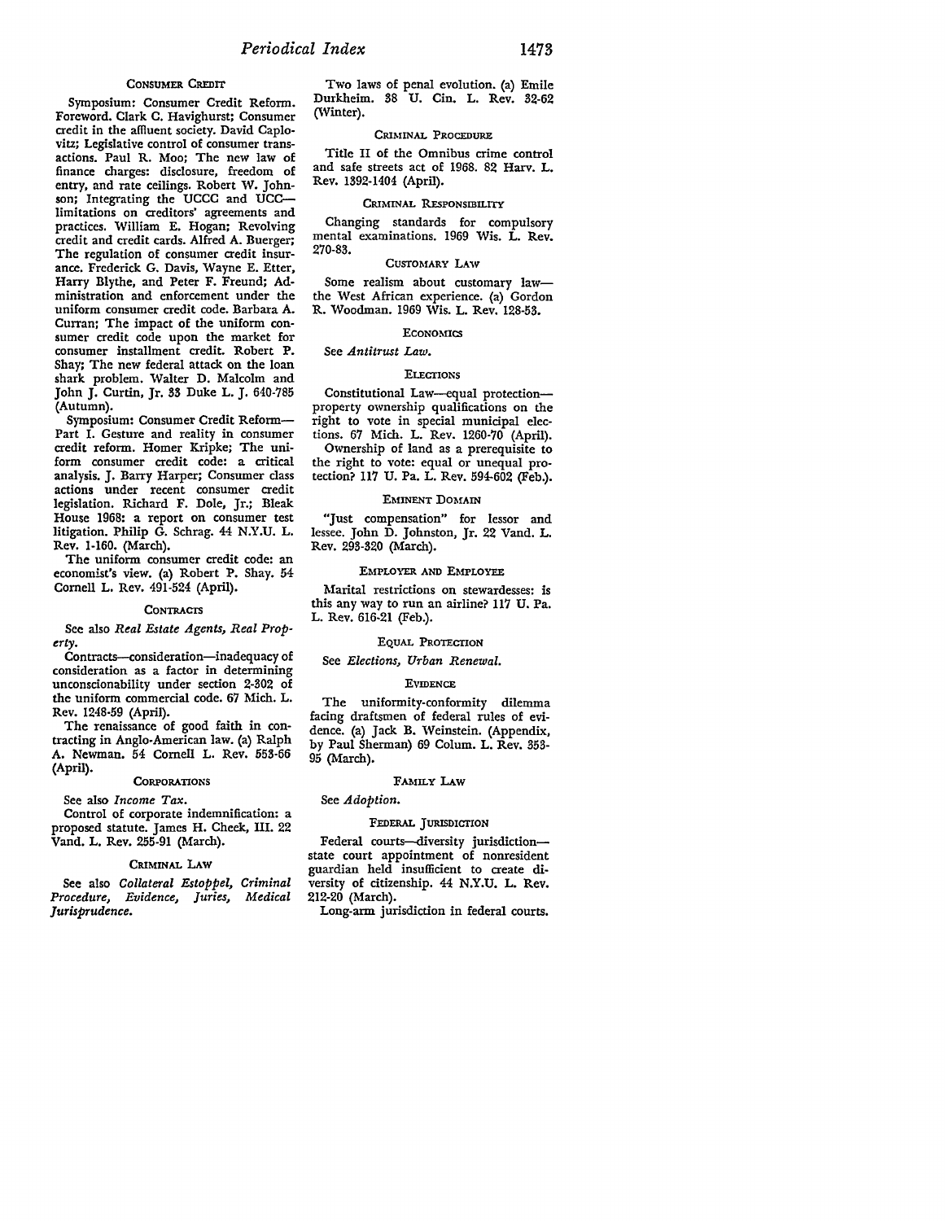### CONSUMER CREDIT

Symposium: Consumer Credit Reform. Foreword. Clark C. Havighurst; Consumer credit in the affluent society. David Caplovitz; Legislative control of consumer transactions. Paul R. Moo; The new law of finance charges: disclosure, freedom of entry, and rate ceilings. Robert W. Johnson; Integrating the UCCC and UCC—limitations on creditors' agreements and practices. William E. Hogan; Revolving credit and credit cards. Alfred A. Buerger; The regulation of consumer credit insurance. Frederick G. Davis, Wayne E. Etter, Harry Blythe, and Peter F. Freund; Administration and enforcement under the uniform consumer credit code. Barbara A. Curran; The impact of the uniform consumer credit code upon the market for consumer installment credit. Robert P. Shay; The new federal attack on the loan shark problem. Walter D. Malcolm and John J. Curtin, Jr. 33 Duke L. J. 640-785 (Autumn).

Symposium: Consumer Credit Reform—Part I. Gesture and reality in consumer credit reform. Homer Kripke; The uniform consumer credit code: a critical analysis. J. Barry Harper; Consumer class actions under recent consumer credit legislation. Richard F. Dole, Jr.; Bleak House 1968: a report on consumer test litigation. Philip G. Schrag. 44 N.Y.U. L. Rev. 1-160. (March).

The uniform consumer credit code: an economist's view. (a) Robert P. Shay. 54 Cornell L. Rev. 491-524 (April).

### CONTRACTS

See also *Real Estate Agents, Real Property.*

Contracts—consideration—inadequacy of consideration as a factor in determining unconscionability under section 2-302 of the uniform commercial code. 67 Mich. L. Rev. 1248-59 (April).

The renaissance of good faith in contracting in Anglo-American law. (a) Ralph A. Newman. 54 Cornell L. Rev. 553-66 (April).

### CORPORATIONS

See also *Income Tax.*

Control of corporate indemnification: a proposed statute. James H. Cheek, III. 22 Vand. L. Rev. 255-91 (March).

### CRIMINAL LAW

See also *Collateral Estoppel, Criminal Procedure, Evidence, Juries, Medical Jurisprudence.*

Two laws of penal evolution. (a) Emile Durkheim. 38 U. Cin. L. Rev. 32-62 (Winter).

### CRIMINAL PROCEDURE

Title II of the Omnibus crime control and safe streets act of 1968. 82 Harv. L. Rev. 1392-1404 (April).

### CRIMINAL RESPONSIBILITY

Changing standards for compulsory mental examinations. 1969 Wis. L. Rev. 270-83.

### CUSTOMARY LAW

Some realism about customary law—the West African experience. (a) Gordon R. Woodman. 1969 Wis. L. Rev. 128-53.

### ECONOMICS

See *Antitrust Law.*

### ELECTIONS

Constitutional Law—equal protection—property ownership qualifications on the right to vote in special municipal elections. 67 Mich. L. Rev. 1260-70 (April).

Ownership of land as a prerequisite to the right to vote: equal or unequal protection? 117 U. Pa. L. Rev. 594-602 (Feb.).

### EMINENT DOMAIN

"Just compensation" for lessor and lessee. John D. Johnston, Jr. 22 Vand. L. Rev. 293-320 (March).

### EMPLOYER AND EMPLOYEE

Marital restrictions on stewardesses: is this any way to run an airline? 117 U. Pa. L. Rev. 616-21 (Feb.).

### EQUAL PROTECTION

See *Elections, Urban Renewal.*

### EVIDENCE

The uniformity-conformity dilemma facing draftsmen of federal rules of evidence. (a) Jack B. Weinstein. (Appendix, by Paul Sherman) 69 Colum. L. Rev. 353-95 (March).

### FAMILY LAW

See *Adoption.*

### FEDERAL JURISDICTION

Federal courts—diversity jurisdiction—state court appointment of nonresident guardian held insufficient to create diversity of citizenship. 44 N.Y.U. L. Rev. 212-20 (March).

Long-arm jurisdiction in federal courts.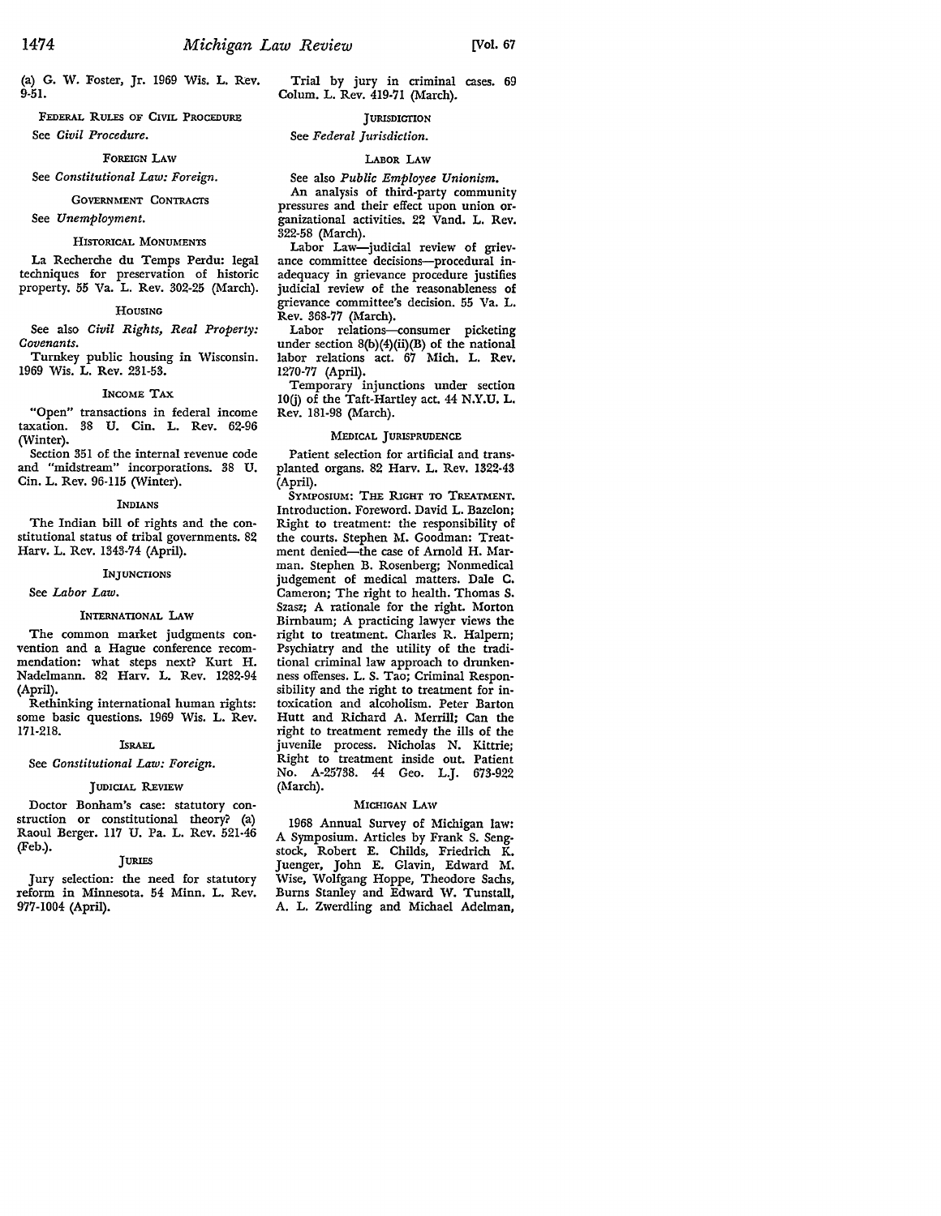(a) G. W. Foster, Jr. 1969 Wis. L. Rev. 9-51.

### FEDERAL RULES OF CIVIL PROCEDURE

See *Civil Procedure.*

### FOREIGN LAW

See *Constitutional Law: Foreign.*

### GOVERNMENT CONTRACTS

See *Unemployment.*

### HISTORICAL MONUMENTS

La Recherche du Temps Perdu: legal techniques for preservation of historic property. 55 Va. L. Rev. 302-25 (March).

### HOUSING

See also *Civil Rights, Real Property: Covenants.*

Turnkey public housing in Wisconsin. 1969 Wis. L. Rev. 231-53.

### INCOME TAX

"Open" transactions in federal income taxation. 38 U. Cin. L. Rev. 62-96 (Winter).

Section 351 of the internal revenue code and "midstream" incorporations. 38 U. Cin. L. Rev. 96-115 (Winter).

### INDIANS

The Indian bill of rights and the constitutional status of tribal governments. 82 Harv. L. Rev. 1343-74 (April).

### INJUNCTIONS

See *Labor Law.*

### INTERNATIONAL LAW

The common market judgments convention and a Hague conference recommendation: what steps next? Kurt H. Nadelmann. 82 Harv. L. Rev. 1282-94 (April).

Rethinking international human rights: some basic questions. 1969 Wis. L. Rev. 171-218.

### ISRAEL

See *Constitutional Law: Foreign.*

### JUDICIAL REVIEW

Doctor Bonham's case: statutory construction or constitutional theory? (a) Raoul Berger. 117 U. Pa. L. Rev. 521-46 (Feb.).

### JURIES

Jury selection: the need for statutory reform in Minnesota. 54 Minn. L. Rev. 977-1004 (April).

Trial by jury in criminal cases. 69 Colum. L. Rev. 419-71 (March).

### JURISDICTION

See *Federal Jurisdiction.*

### LABOR LAW

See also *Public Employee Unionism.*

An analysis of third-party community pressures and their effect upon union organizational activities. 22 Vand. L. Rev. 322-58 (March).

Labor Law—judicial review of grievance committee decisions—procedural inadequacy in grievance procedure justifies judicial review of the reasonableness of grievance committee's decision. 55 Va. L. Rev. 368-77 (March).

Labor relations—consumer picketing under section 8(b)(4)(ii)(B) of the national labor relations act. 67 Mich. L. Rev. 1270-77 (April).

Temporary injunctions under section 10(j) of the Taft-Hartley act. 44 N.Y.U. L. Rev. 181-98 (March).

### MEDICAL JURISPRUDENCE

Patient selection for artificial and transplanted organs. 82 Harv. L. Rev. 1322-43 (April).

SYMPOSIUM: THE RIGHT TO TREATMENT. Introduction. Foreword. David L. Bazelon; Right to treatment: the responsibility of the courts. Stephen M. Goodman: Treatment denied—the case of Arnold H. Marman. Stephen B. Rosenberg; Nonmedical judgement of medical matters. Dale C. Cameron; The right to health. Thomas S. Szasz; A rationale for the right. Morton Birnbaum; A practicing lawyer views the right to treatment. Charles R. Halpern; Psychiatry and the utility of the traditional criminal law approach to drunkenness offenses. L. S. Tao; Criminal Responsibility and the right to treatment for intoxication and alcoholism. Peter Barton Hutt and Richard A. Merrill; Can the right to treatment remedy the ills of the juvenile process. Nicholas N. Kittrie; Right to treatment inside out. Patient No. A-25738. 44 Geo. L.J. 673-922 (March).

### MICHIGAN LAW

1968 Annual Survey of Michigan law: A Symposium. Articles by Frank S. Sengstock, Robert E. Childs, Friedrich K. Juenger, John E. Glavin, Edward M. Wise, Wolfgang Hoppe, Theodore Sachs, Burns Stanley and Edward W. Tunstall, A. L. Zwerdling and Michael Adelman,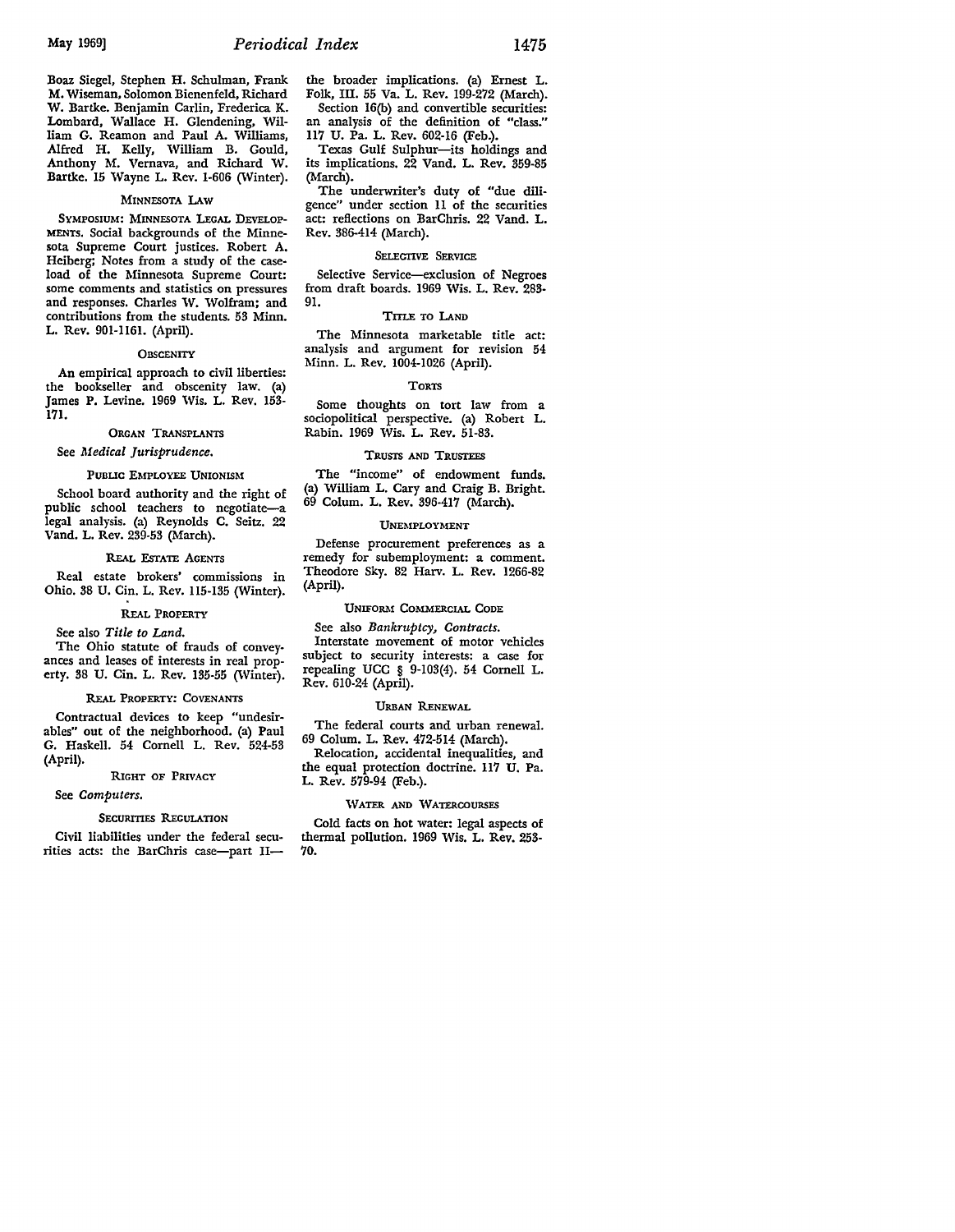Boaz Siegel, Stephen H. Schulman, Frank M. Wiseman, Solomon Bienenfeld, Richard W. Bartke. Benjamin Carlin, Frederica K. Lombard, Wallace H. Glendening, William G. Reamon and Paul A. Williams, Alfred H. Kelly, William B. Gould, Anthony M. Vernava, and Richard W. Bartke. 15 Wayne L. Rev. 1-606 (Winter).

### MINNESOTA LAW

SYMPOSIUM: MINNESOTA LEGAL DEVELOPMENTS. Social backgrounds of the Minnesota Supreme Court justices. Robert A. Heiberg; Notes from a study of the caseload of the Minnesota Supreme Court: some comments and statistics on pressures and responses. Charles W. Wolfram; and contributions from the students. 53 Minn. L. Rev. 901-1161. (April).

### OBSCENITY

An empirical approach to civil liberties: the bookseller and obscenity law. (a) James P. Levine. 1969 Wis. L. Rev. 153-171.

### ORGAN TRANSPLANTS

See *Medical Jurisprudence.*

### PUBLIC EMPLOYEE UNIONISM

School board authority and the right of public school teachers to negotiate—a legal analysis. (a) Reynolds C. Seitz. 22 Vand. L. Rev. 239-53 (March).

### REAL ESTATE AGENTS

Real estate brokers' commissions in Ohio. 38 U. Cin. L. Rev. 115-135 (Winter).

### REAL PROPERTY

See also *Title to Land.*

The Ohio statute of frauds of conveyances and leases of interests in real property. 38 U. Cin. L. Rev. 135-55 (Winter).

### REAL PROPERTY: COVENANTS

Contractual devices to keep "undesirables" out of the neighborhood. (a) Paul G. Haskell. 54 Cornell L. Rev. 524-53 (April).

### RIGHT OF PRIVACY

See *Computers.*

### SECURITIES REGULATION

Civil liabilities under the federal securities acts: the BarChris case—part II—the broader implications. (a) Ernest L. Folk, III. 55 Va. L. Rev. 199-272 (March).

Section 16(b) and convertible securities: an analysis of the definition of "class." 117 U. Pa. L. Rev. 602-16 (Feb.).

Texas Gulf Sulphur—its holdings and its implications. 22 Vand. L. Rev. 359-85 (March).

The underwriter's duty of "due diligence" under section 11 of the securities act: reflections on BarChris. 22 Vand. L. Rev. 386-414 (March).

### SELECTIVE SERVICE

Selective Service—exclusion of Negroes from draft boards. 1969 Wis. L. Rev. 283-91.

### TITLE TO LAND

The Minnesota marketable title act: analysis and argument for revision 54 Minn. L. Rev. 1004-1026 (April).

### TORTS

Some thoughts on tort law from a sociopolitical perspective. (a) Robert L. Rabin. 1969 Wis. L. Rev. 51-83.

### TRUSTS AND TRUSTEES

The "income" of endowment funds. (a) William L. Cary and Craig B. Bright. 69 Colum. L. Rev. 396-417 (March).

### UNEMPLOYMENT

Defense procurement preferences as a remedy for subemployment: a comment. Theodore Sky. 82 Harv. L. Rev. 1266-82 (April).

### UNIFORM COMMERCIAL CODE

See also *Bankruptcy, Contracts.*

Interstate movement of motor vehicles subject to security interests: a case for repealing UCC § 9-103(4). 54 Cornell L. Rev. 610-24 (April).

### URBAN RENEWAL

The federal courts and urban renewal. 69 Colum. L. Rev. 472-514 (March).

Relocation, accidental inequalities, and the equal protection doctrine. 117 U. Pa. L. Rev. 579-94 (Feb.).

### WATER AND WATERCOURSES

Cold facts on hot water: legal aspects of thermal pollution. 1969 Wis. L. Rev. 253-70.